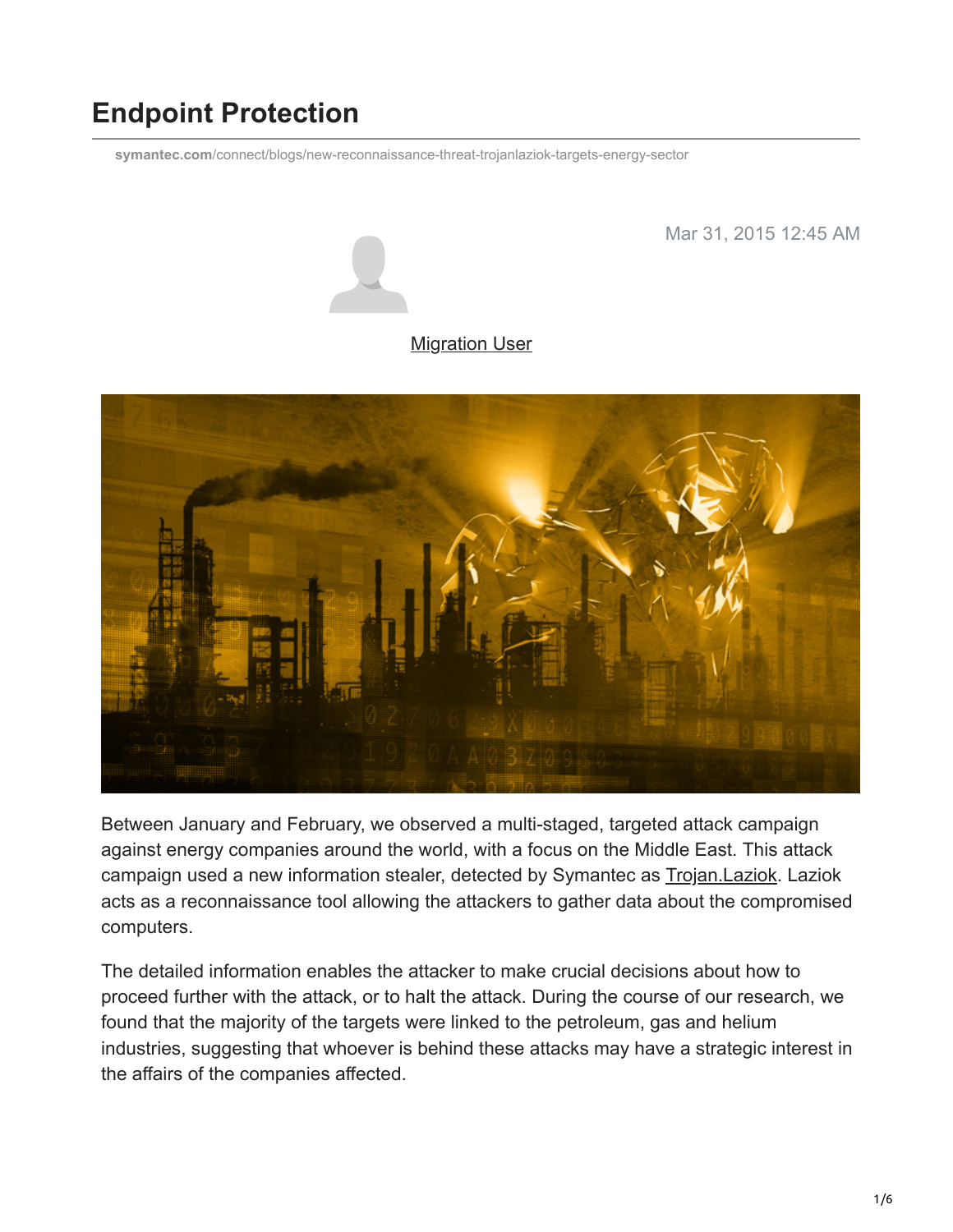# Endpoint Protection

symantec.com/connect/blogs/new-reconnaissance-threat-trojanlaziok-targets-energy-sector

Mar 31, 2015 12:45 AM

Migration User

Between January and February, we observed a multi-staged, targeted attack campaign against energy companies around the world, with a focus on the Middle East. This attack campaign used a new information stealer, detected by Symantec as Trojan.Laziok. Laziok acts as a reconnaissance tool allowing the attackers to gather data about the compromised computers.

The detailed information enables the attacker to make crucial decisions about how to proceed further with the attack, or to halt the attack. During the course of our research, we found that the majority of the targets were linked to the petroleum, gas and helium industries, suggesting that whoever is behind these attacks may have a strategic interest in the affairs of the companies affected.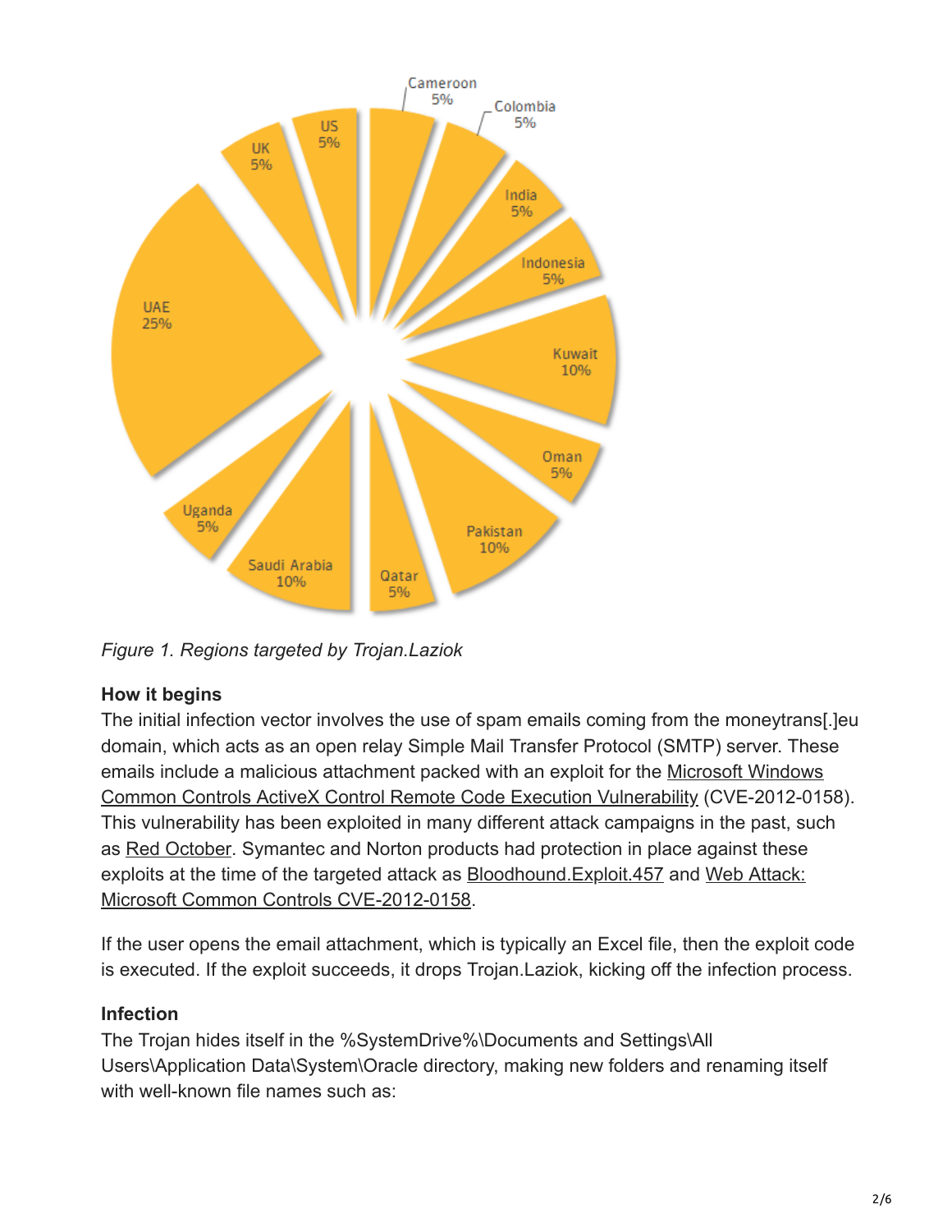*Figure 1. Regions targeted by Trojan.Laziok*

**How it begins**

The initial infection vector involves the use of spam emails coming from the moneytrans[.]eu domain, which acts as an open relay Simple Mail Transfer Protocol (SMTP) server. These emails include a malicious attachment packed with an exploit for the Microsoft Windows Common Controls ActiveX Control Remote Code Execution Vulnerability (CVE-2012-0158). This vulnerability has been exploited in many different attack campaigns in the past, such as Red October. Symantec and Norton products had protection in place against these exploits at the time of the targeted attack as Bloodhound.Exploit.457 and Web Attack: Microsoft Common Controls CVE-2012-0158.

If the user opens the email attachment, which is typically an Excel file, then the exploit code is executed. If the exploit succeeds, it drops Trojan.Laziok, kicking off the infection process.

**Infection**

The Trojan hides itself in the %SystemDrive%\Documents and Settings\All Users\Application Data\System\Oracle directory, making new folders and renaming itself with well-known file names such as: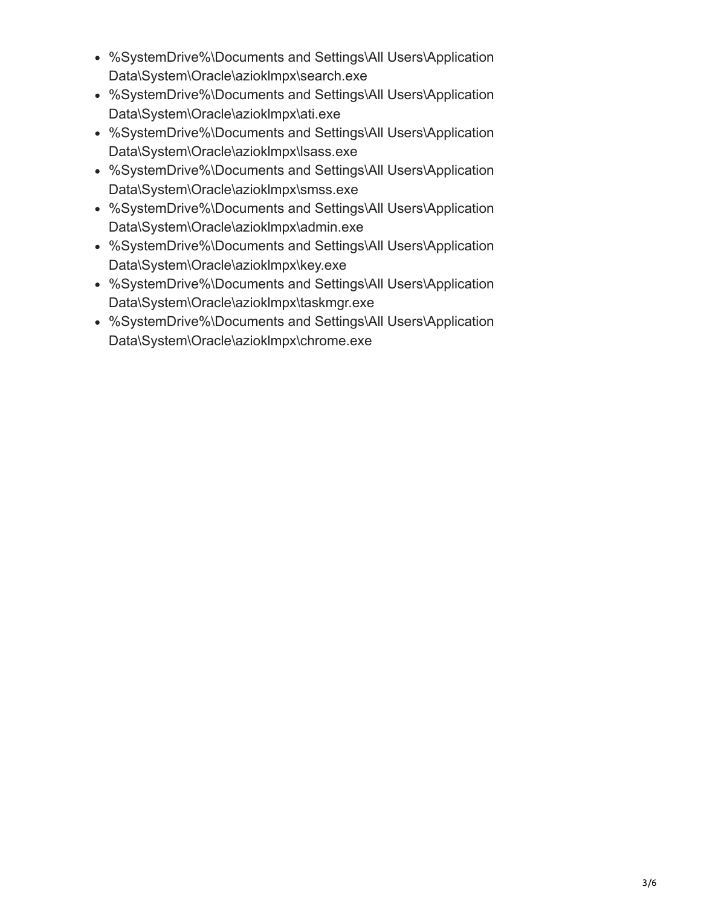- %SystemDrive%\Documents and Settings\All Users\Application Data\System\Oracle\azioklmpx\search.exe
- %SystemDrive%\Documents and Settings\All Users\Application Data\System\Oracle\azioklmpx\ati.exe
- %SystemDrive%\Documents and Settings\All Users\Application Data\System\Oracle\azioklmpx\lsass.exe
- %SystemDrive%\Documents and Settings\All Users\Application Data\System\Oracle\azioklmpx\smss.exe
- %SystemDrive%\Documents and Settings\All Users\Application Data\System\Oracle\azioklmpx\admin.exe
- %SystemDrive%\Documents and Settings\All Users\Application Data\System\Oracle\azioklmpx\key.exe
- %SystemDrive%\Documents and Settings\All Users\Application Data\System\Oracle\azioklmpx\taskmgr.exe
- %SystemDrive%\Documents and Settings\All Users\Application Data\System\Oracle\azioklmpx\chrome.exe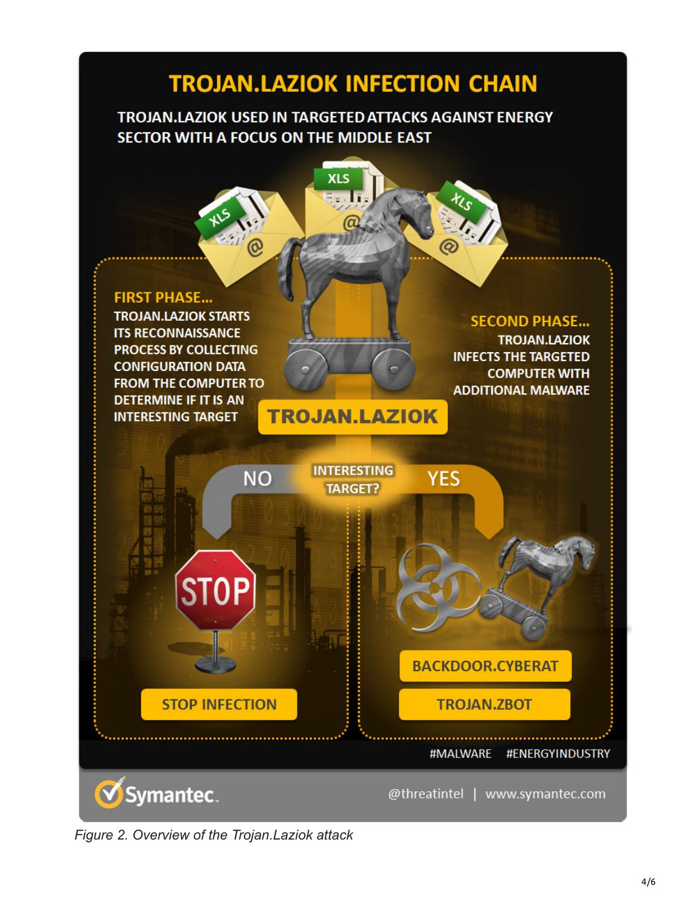# TROJAN.LAZIOK INFECTION CHAIN

**TROJAN.LAZIOK USED IN TARGETED ATTACKS AGAINST ENERGY SECTOR WITH A FOCUS ON THE MIDDLE EAST**

XLS @ XLS @ XLS @

**FIRST PHASE...**

TROJAN.LAZIOK STARTS ITS RECONNAISSANCE PROCESS BY COLLECTING CONFIGURATION DATA FROM THE COMPUTER TO DETERMINE IF IT IS AN INTERESTING TARGET

**SECOND PHASE...**

TROJAN.LAZIOK INFECTS THE TARGETED COMPUTER WITH ADDITIONAL MALWARE

**TROJAN.LAZIOK**

INTERESTING TARGET?

- NO → STOP → **STOP INFECTION**
- YES → **BACKDOOR.CYBERAT**, **TROJAN.ZBOT**

#MALWARE #ENERGYINDUSTRY

Symantec. @threatintel | www.symantec.com

*Figure 2. Overview of the Trojan.Laziok attack*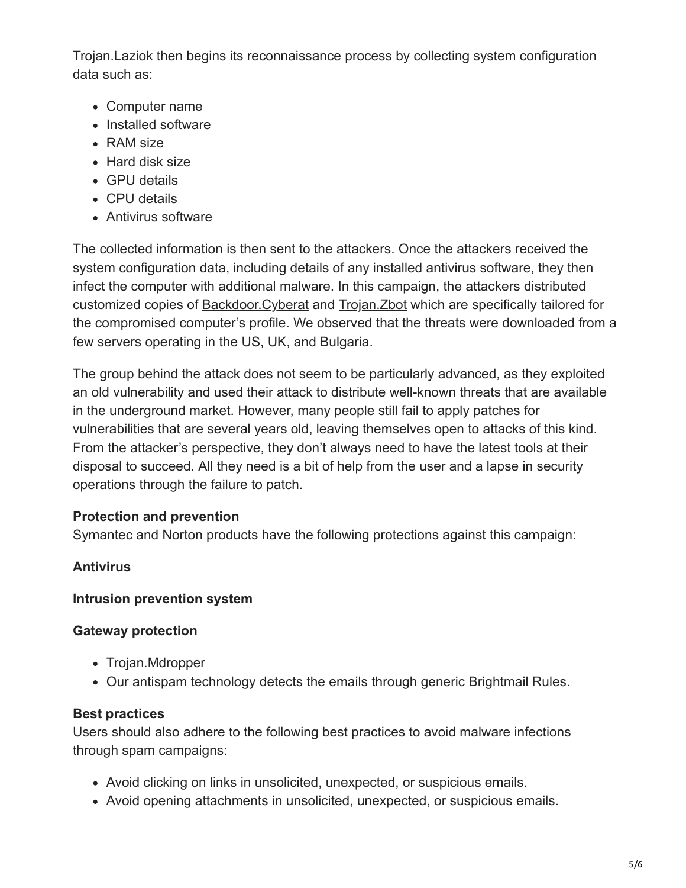Trojan.Laziok then begins its reconnaissance process by collecting system configuration data such as:

- Computer name
- Installed software
- RAM size
- Hard disk size
- GPU details
- CPU details
- Antivirus software

The collected information is then sent to the attackers. Once the attackers received the system configuration data, including details of any installed antivirus software, they then infect the computer with additional malware. In this campaign, the attackers distributed customized copies of Backdoor.Cyberat and Trojan.Zbot which are specifically tailored for the compromised computer's profile. We observed that the threats were downloaded from a few servers operating in the US, UK, and Bulgaria.

The group behind the attack does not seem to be particularly advanced, as they exploited an old vulnerability and used their attack to distribute well-known threats that are available in the underground market. However, many people still fail to apply patches for vulnerabilities that are several years old, leaving themselves open to attacks of this kind. From the attacker's perspective, they don't always need to have the latest tools at their disposal to succeed. All they need is a bit of help from the user and a lapse in security operations through the failure to patch.

**Protection and prevention**
Symantec and Norton products have the following protections against this campaign:

**Antivirus**

**Intrusion prevention system**

**Gateway protection**

- Trojan.Mdropper
- Our antispam technology detects the emails through generic Brightmail Rules.

**Best practices**
Users should also adhere to the following best practices to avoid malware infections through spam campaigns:

- Avoid clicking on links in unsolicited, unexpected, or suspicious emails.
- Avoid opening attachments in unsolicited, unexpected, or suspicious emails.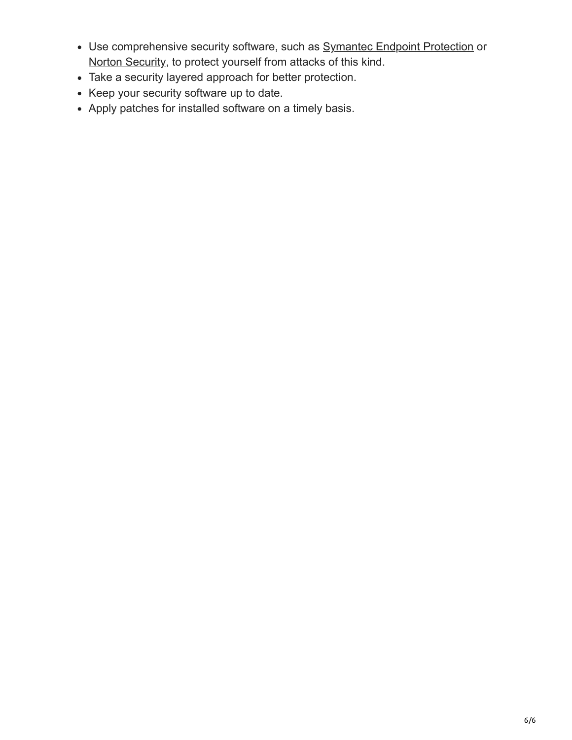- Use comprehensive security software, such as Symantec Endpoint Protection or Norton Security, to protect yourself from attacks of this kind.
- Take a security layered approach for better protection.
- Keep your security software up to date.
- Apply patches for installed software on a timely basis.